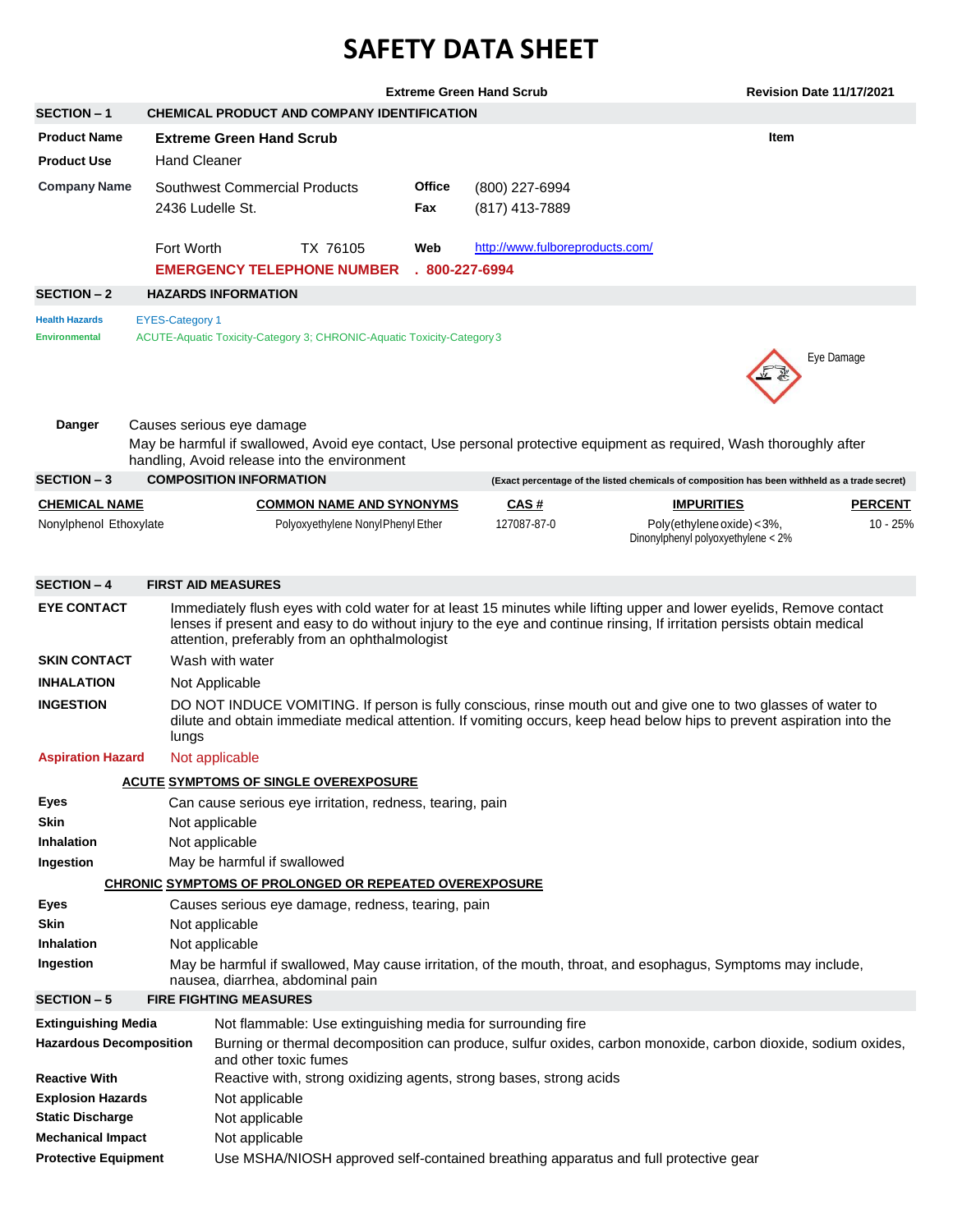# SAFETY DATA SHEET

**Extreme Green Hand Scrub** **Revision Date 11/17/2021**

## SECTION – 1 CHEMICAL PRODUCT AND COMPANY IDENTIFICATION

**Product Name** **Extreme Green Hand Scrub** **Item**

**Product Use** Hand Cleaner

**Company Name** Southwest Commercial Products
2436 Ludelle St.
Fort Worth TX 76105

**Office** (800) 227-6994
**Fax** (817) 413-7889
**Web** http://www.fulboreproducts.com/

**EMERGENCY TELEPHONE NUMBER . 800-227-6994**

## SECTION – 2 HAZARDS INFORMATION

**Health Hazards** EYES-Category 1
**Environmental** ACUTE-Aquatic Toxicity-Category 3; CHRONIC-Aquatic Toxicity-Category 3

Eye Damage

**Danger** Causes serious eye damage
May be harmful if swallowed, Avoid eye contact, Use personal protective equipment as required, Wash thoroughly after handling, Avoid release into the environment

## SECTION – 3 COMPOSITION INFORMATION

**(Exact percentage of the listed chemicals of composition has been withheld as a trade secret)**

| CHEMICAL NAME | COMMON NAME AND SYNONYMS | CAS # | IMPURITIES | PERCENT |
|---|---|---|---|---|
| Nonylphenol Ethoxylate | Polyoxyethylene NonylPhenyl Ether | 127087-87-0 | Poly(ethylene oxide) <3%, Dinonylphenyl polyoxyethylene < 2% | 10 - 25% |

## SECTION – 4 FIRST AID MEASURES

**EYE CONTACT** Immediately flush eyes with cold water for at least 15 minutes while lifting upper and lower eyelids, Remove contact lenses if present and easy to do without injury to the eye and continue rinsing, If irritation persists obtain medical attention, preferably from an ophthalmologist

**SKIN CONTACT** Wash with water

**INHALATION** Not Applicable

**INGESTION** DO NOT INDUCE VOMITING. If person is fully conscious, rinse mouth out and give one to two glasses of water to dilute and obtain immediate medical attention. If vomiting occurs, keep head below hips to prevent aspiration into the lungs

**Aspiration Hazard** Not applicable

### ACUTE SYMPTOMS OF SINGLE OVEREXPOSURE

**Eyes** Can cause serious eye irritation, redness, tearing, pain
**Skin** Not applicable
**Inhalation** Not applicable
**Ingestion** May be harmful if swallowed

### CHRONIC SYMPTOMS OF PROLONGED OR REPEATED OVEREXPOSURE

**Eyes** Causes serious eye damage, redness, tearing, pain
**Skin** Not applicable
**Inhalation** Not applicable
**Ingestion** May be harmful if swallowed, May cause irritation, of the mouth, throat, and esophagus, Symptoms may include, nausea, diarrhea, abdominal pain

## SECTION – 5 FIRE FIGHTING MEASURES

**Extinguishing Media** Not flammable: Use extinguishing media for surrounding fire
**Hazardous Decomposition** Burning or thermal decomposition can produce, sulfur oxides, carbon monoxide, carbon dioxide, sodium oxides, and other toxic fumes
**Reactive With** Reactive with, strong oxidizing agents, strong bases, strong acids
**Explosion Hazards** Not applicable
**Static Discharge** Not applicable
**Mechanical Impact** Not applicable
**Protective Equipment** Use MSHA/NIOSH approved self-contained breathing apparatus and full protective gear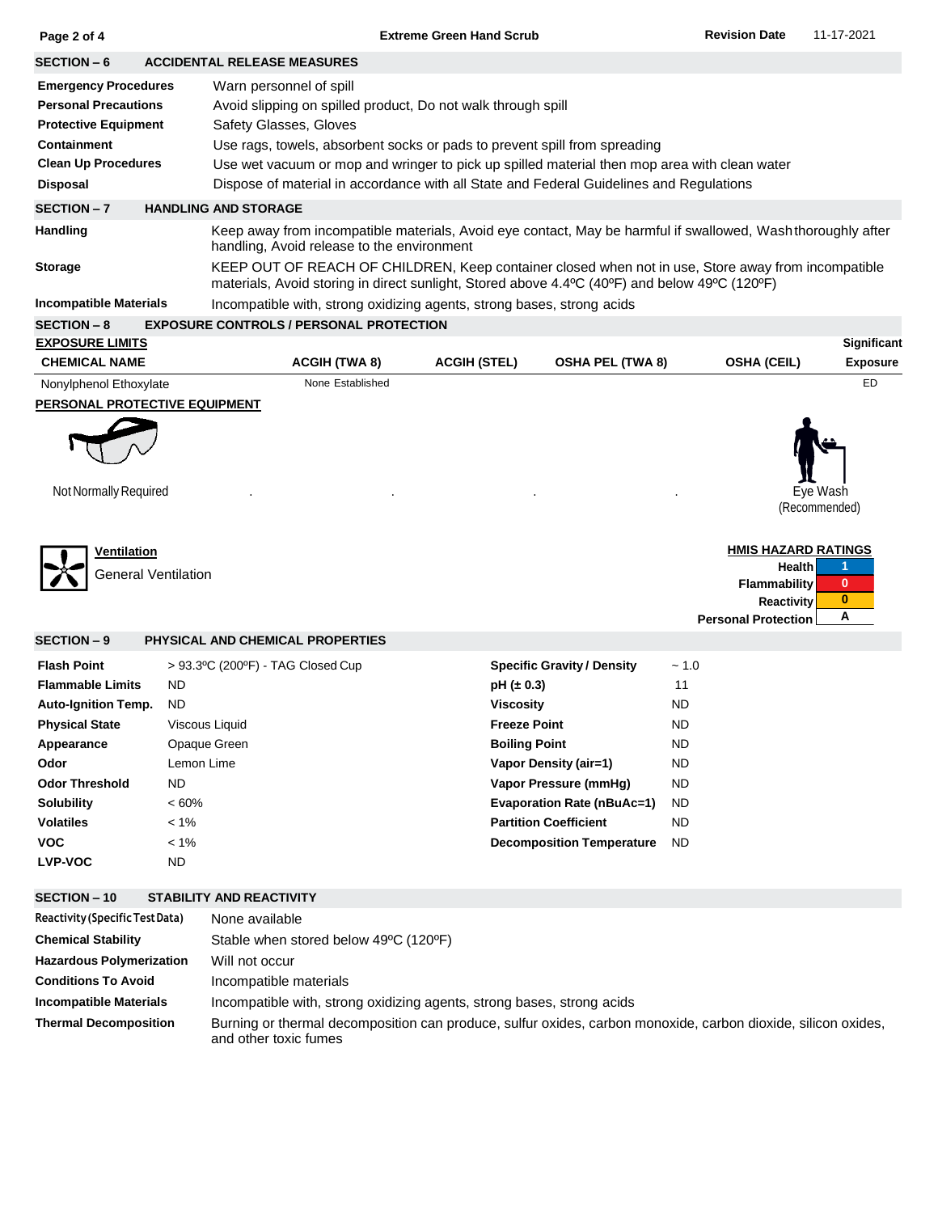## SECTION – 6 ACCIDENTAL RELEASE MEASURES

| | |
|---|---|
| **Emergency Procedures** | Warn personnel of spill |
| **Personal Precautions** | Avoid slipping on spilled product, Do not walk through spill |
| **Protective Equipment** | Safety Glasses, Gloves |
| **Containment** | Use rags, towels, absorbent socks or pads to prevent spill from spreading |
| **Clean Up Procedures** | Use wet vacuum or mop and wringer to pick up spilled material then mop area with clean water |
| **Disposal** | Dispose of material in accordance with all State and Federal Guidelines and Regulations |

## SECTION – 7 HANDLING AND STORAGE

| | |
|---|---|
| **Handling** | Keep away from incompatible materials, Avoid eye contact, May be harmful if swallowed, Wash thoroughly after handling, Avoid release to the environment |
| **Storage** | KEEP OUT OF REACH OF CHILDREN, Keep container closed when not in use, Store away from incompatible materials, Avoid storing in direct sunlight, Stored above 4.4ºC (40ºF) and below 49ºC (120ºF) |
| **Incompatible Materials** | Incompatible with, strong oxidizing agents, strong bases, strong acids |

## SECTION – 8 EXPOSURE CONTROLS / PERSONAL PROTECTION

**EXPOSURE LIMITS**

| CHEMICAL NAME | ACGIH (TWA 8) | ACGIH (STEL) | OSHA PEL (TWA 8) | OSHA (CEIL) | Significant Exposure |
|---|---|---|---|---|---|
| Nonylphenol Ethoxylate | None Established | | | | ED |

**PERSONAL PROTECTIVE EQUIPMENT**

Not Normally Required

Eye Wash (Recommended)

**Ventilation**

General Ventilation

**HMIS HAZARD RATINGS**

| | |
|---|---|
| Health | 1 |
| Flammability | 0 |
| Reactivity | 0 |
| Personal Protection | A |

## SECTION – 9 PHYSICAL AND CHEMICAL PROPERTIES

| | | | |
|---|---|---|---|
| **Flash Point** | > 93.3ºC (200ºF) - TAG Closed Cup | **Specific Gravity / Density** | ~ 1.0 |
| **Flammable Limits** | ND | **pH (± 0.3)** | 11 |
| **Auto-Ignition Temp.** | ND | **Viscosity** | ND |
| **Physical State** | Viscous Liquid | **Freeze Point** | ND |
| **Appearance** | Opaque Green | **Boiling Point** | ND |
| **Odor** | Lemon Lime | **Vapor Density (air=1)** | ND |
| **Odor Threshold** | ND | **Vapor Pressure (mmHg)** | ND |
| **Solubility** | < 60% | **Evaporation Rate (nBuAc=1)** | ND |
| **Volatiles** | < 1% | **Partition Coefficient** | ND |
| **VOC** | < 1% | **Decomposition Temperature** | ND |
| **LVP-VOC** | ND | | |

## SECTION – 10 STABILITY AND REACTIVITY

| | |
|---|---|
| **Reactivity (Specific Test Data)** | None available |
| **Chemical Stability** | Stable when stored below 49ºC (120ºF) |
| **Hazardous Polymerization** | Will not occur |
| **Conditions To Avoid** | Incompatible materials |
| **Incompatible Materials** | Incompatible with, strong oxidizing agents, strong bases, strong acids |
| **Thermal Decomposition** | Burning or thermal decomposition can produce, sulfur oxides, carbon monoxide, carbon dioxide, silicon oxides, and other toxic fumes |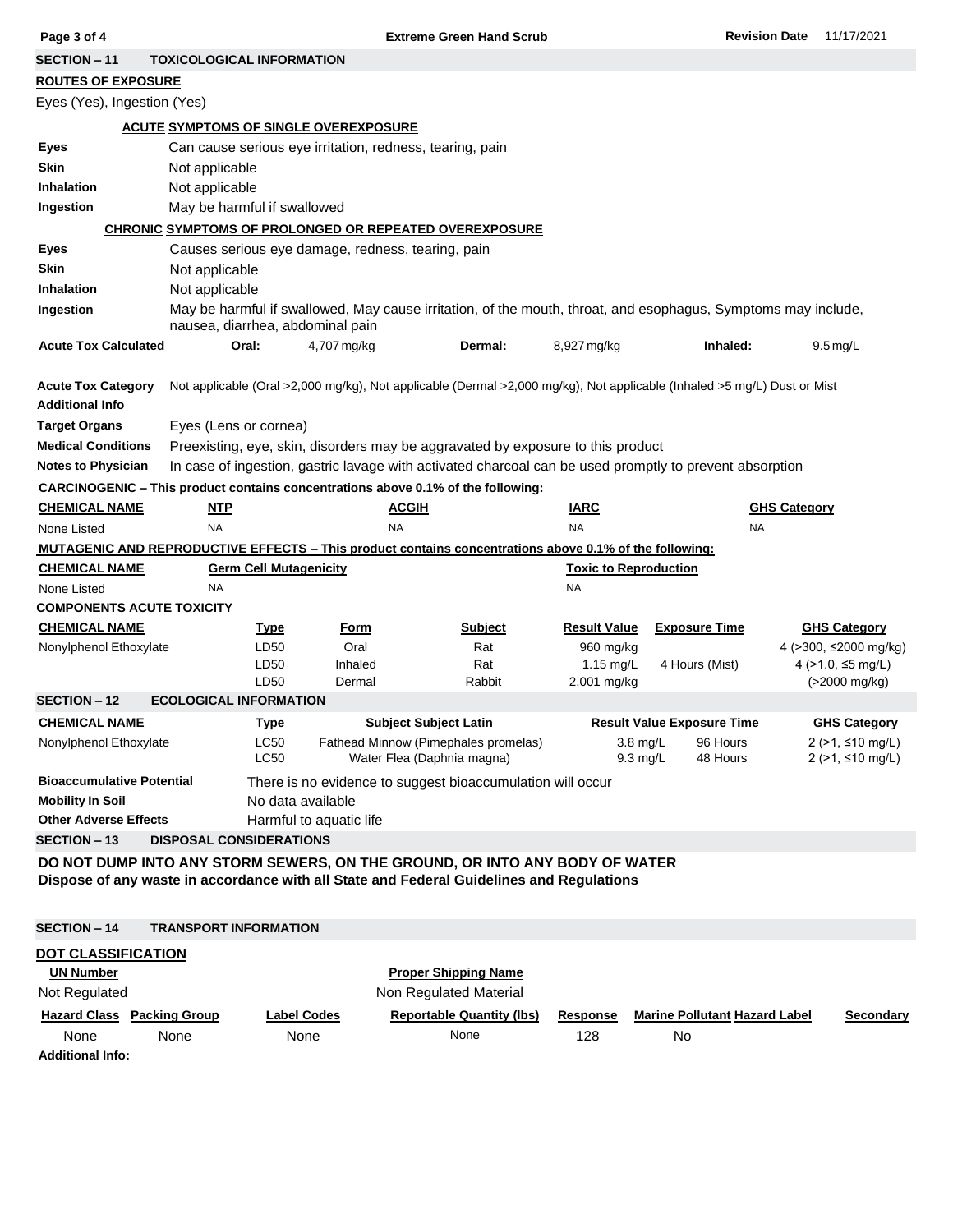## SECTION – 11 TOXICOLOGICAL INFORMATION

**ROUTES OF EXPOSURE**

Eyes (Yes), Ingestion (Yes)

**ACUTE SYMPTOMS OF SINGLE OVEREXPOSURE**

| | |
|---|---|
| **Eyes** | Can cause serious eye irritation, redness, tearing, pain |
| **Skin** | Not applicable |
| **Inhalation** | Not applicable |
| **Ingestion** | May be harmful if swallowed |

**CHRONIC SYMPTOMS OF PROLONGED OR REPEATED OVEREXPOSURE**

| | |
|---|---|
| **Eyes** | Causes serious eye damage, redness, tearing, pain |
| **Skin** | Not applicable |
| **Inhalation** | Not applicable |
| **Ingestion** | May be harmful if swallowed, May cause irritation, of the mouth, throat, and esophagus, Symptoms may include, nausea, diarrhea, abdominal pain |

| **Acute Tox Calculated** | **Oral:** | 4,707 mg/kg | **Dermal:** | 8,927 mg/kg | **Inhaled:** | 9.5 mg/L |
|---|---|---|---|---|---|---|

| | |
|---|---|
| **Acute Tox Category** | Not applicable (Oral >2,000 mg/kg), Not applicable (Dermal >2,000 mg/kg), Not applicable (Inhaled >5 mg/L) Dust or Mist |
| **Additional Info** | |
| **Target Organs** | Eyes (Lens or cornea) |
| **Medical Conditions** | Preexisting, eye, skin, disorders may be aggravated by exposure to this product |
| **Notes to Physician** | In case of ingestion, gastric lavage with activated charcoal can be used promptly to prevent absorption |

**CARCINOGENIC – This product contains concentrations above 0.1% of the following:**

| CHEMICAL NAME | NTP | ACGIH | IARC | GHS Category |
|---|---|---|---|---|
| None Listed | NA | NA | NA | NA |

**MUTAGENIC AND REPRODUCTIVE EFFECTS – This product contains concentrations above 0.1% of the following:**

| CHEMICAL NAME | Germ Cell Mutagenicity | Toxic to Reproduction |
|---|---|---|
| None Listed | NA | NA |

**COMPONENTS ACUTE TOXICITY**

| CHEMICAL NAME | Type | Form | Subject | Result Value | Exposure Time | GHS Category |
|---|---|---|---|---|---|---|
| Nonylphenol Ethoxylate | LD50 | Oral | Rat | 960 mg/kg | | 4 (>300, ≤2000 mg/kg) |
| | LD50 | Inhaled | Rat | 1.15 mg/L | 4 Hours (Mist) | 4 (>1.0, ≤5 mg/L) |
| | LD50 | Dermal | Rabbit | 2,001 mg/kg | | (>2000 mg/kg) |

## SECTION – 12 ECOLOGICAL INFORMATION

| CHEMICAL NAME | Type | Subject Subject Latin | Result Value | Exposure Time | GHS Category |
|---|---|---|---|---|---|
| Nonylphenol Ethoxylate | LC50 | Fathead Minnow (Pimephales promelas) | 3.8 mg/L | 96 Hours | 2 (>1, ≤10 mg/L) |
| | LC50 | Water Flea (Daphnia magna) | 9.3 mg/L | 48 Hours | 2 (>1, ≤10 mg/L) |

| | |
|---|---|
| **Bioaccumulative Potential** | There is no evidence to suggest bioaccumulation will occur |
| **Mobility In Soil** | No data available |
| **Other Adverse Effects** | Harmful to aquatic life |

## SECTION – 13 DISPOSAL CONSIDERATIONS

**DO NOT DUMP INTO ANY STORM SEWERS, ON THE GROUND, OR INTO ANY BODY OF WATER**
**Dispose of any waste in accordance with all State and Federal Guidelines and Regulations**

## SECTION – 14 TRANSPORT INFORMATION

**DOT CLASSIFICATION**

| UN Number | Proper Shipping Name |
|---|---|
| Not Regulated | Non Regulated Material |

| Hazard Class | Packing Group | Label Codes | Reportable Quantity (lbs) | Response | Marine Pollutant | Hazard Label | Secondary |
|---|---|---|---|---|---|---|---|
| None | None | None | None | 128 | No | | |

**Additional Info:**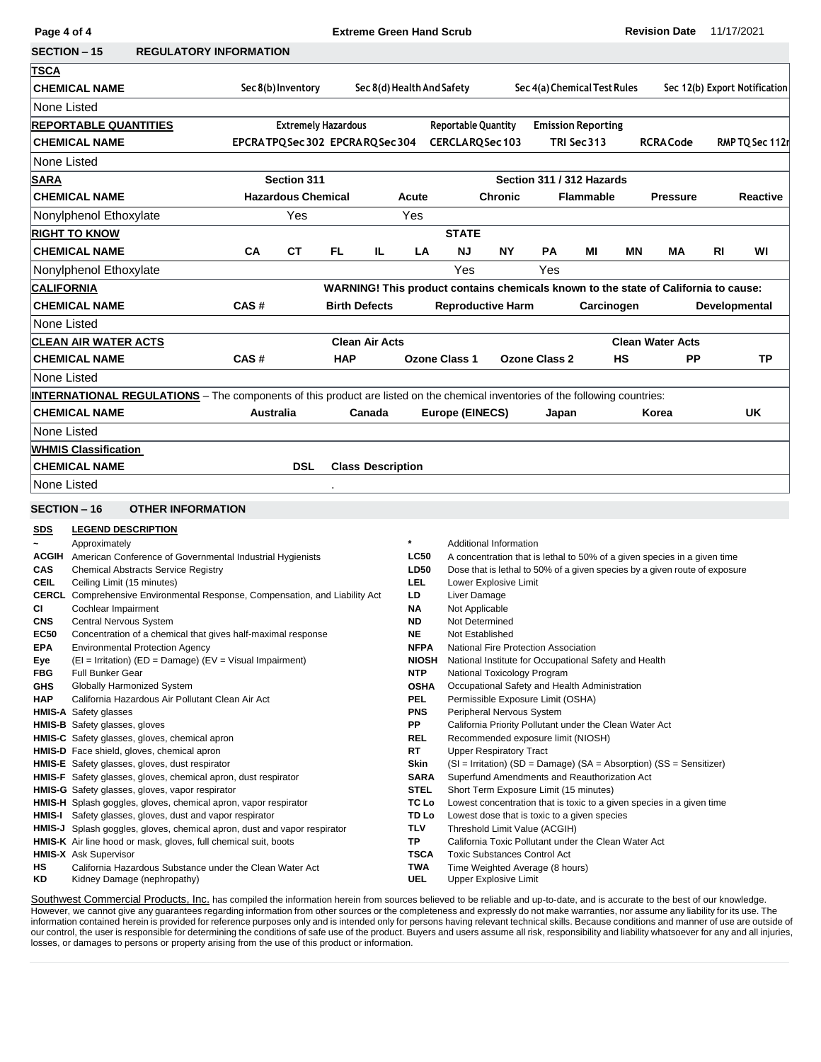## SECTION – 15 REGULATORY INFORMATION

**TSCA**

| CHEMICAL NAME | Sec 8(b) Inventory | Sec 8(d) Health And Safety | Sec 4(a) Chemical Test Rules | Sec 12(b) Export Notification |
|---|---|---|---|---|
| None Listed | | | | |

**REPORTABLE QUANTITIES**

| | Extremely Hazardous | | Reportable Quantity | Emission Reporting | | |
|---|---|---|---|---|---|---|
| CHEMICAL NAME | EPCRA TPQ Sec 302 | EPCRA RQ Sec 304 | CERCLA RQ Sec 103 | TRI Sec 313 | RCRA Code | RMP TQ Sec 112r |
| None Listed | | | | | | |

**SARA**

| | Section 311 | Section 311 / 312 Hazards | | | | |
|---|---|---|---|---|---|---|
| CHEMICAL NAME | Hazardous Chemical | Acute | Chronic | Flammable | Pressure | Reactive |
| Nonylphenol Ethoxylate | Yes | Yes | | | | |

**RIGHT TO KNOW**

| | STATE | | | | | | | | | | | | |
|---|---|---|---|---|---|---|---|---|---|---|---|---|---|
| CHEMICAL NAME | CA | CT | FL | IL | LA | NJ | NY | PA | MI | MN | MA | RI | WI |
| Nonylphenol Ethoxylate | | | | | | Yes | | Yes | | | | | |

**CALIFORNIA**

WARNING! This product contains chemicals known to the state of California to cause:

| CHEMICAL NAME | CAS # | Birth Defects | Reproductive Harm | Carcinogen | Developmental |
|---|---|---|---|---|---|
| None Listed | | | | | |

**CLEAN AIR WATER ACTS**

| | | Clean Air Acts | | | Clean Water Acts | | |
|---|---|---|---|---|---|---|---|
| CHEMICAL NAME | CAS # | HAP | Ozone Class 1 | Ozone Class 2 | HS | PP | TP |
| None Listed | | | | | | | |

**INTERNATIONAL REGULATIONS** – The components of this product are listed on the chemical inventories of the following countries:

| CHEMICAL NAME | Australia | Canada | Europe (EINECS) | Japan | Korea | UK |
|---|---|---|---|---|---|---|
| None Listed | | | | | | |

**WHMIS Classification**

| CHEMICAL NAME | DSL | Class Description |
|---|---|---|
| None Listed | | . |

## SECTION – 16 OTHER INFORMATION

| SDS | LEGEND DESCRIPTION | | |
|---|---|---|---|
| ~ | Approximately | * | Additional Information |
| ACGIH | American Conference of Governmental Industrial Hygienists | LC50 | A concentration that is lethal to 50% of a given species in a given time |
| CAS | Chemical Abstracts Service Registry | LD50 | Dose that is lethal to 50% of a given species by a given route of exposure |
| CEIL | Ceiling Limit (15 minutes) | LEL | Lower Explosive Limit |
| CERCL | Comprehensive Environmental Response, Compensation, and Liability Act | LD | Liver Damage |
| CI | Cochlear Impairment | NA | Not Applicable |
| CNS | Central Nervous System | ND | Not Determined |
| EC50 | Concentration of a chemical that gives half-maximal response | NE | Not Established |
| EPA | Environmental Protection Agency | NFPA | National Fire Protection Association |
| Eye | (EI = Irritation) (ED = Damage) (EV = Visual Impairment) | NIOSH | National Institute for Occupational Safety and Health |
| FBG | Full Bunker Gear | NTP | National Toxicology Program |
| GHS | Globally Harmonized System | OSHA | Occupational Safety and Health Administration |
| HAP | California Hazardous Air Pollutant Clean Air Act | PEL | Permissible Exposure Limit (OSHA) |
| HMIS-A | Safety glasses | PNS | Peripheral Nervous System |
| HMIS-B | Safety glasses, gloves | PP | California Priority Pollutant under the Clean Water Act |
| HMIS-C | Safety glasses, gloves, chemical apron | REL | Recommended exposure limit (NIOSH) |
| HMIS-D | Face shield, gloves, chemical apron | RT | Upper Respiratory Tract |
| HMIS-E | Safety glasses, gloves, dust respirator | Skin | (SI = Irritation) (SD = Damage) (SA = Absorption) (SS = Sensitizer) |
| HMIS-F | Safety glasses, gloves, chemical apron, dust respirator | SARA | Superfund Amendments and Reauthorization Act |
| HMIS-G | Safety glasses, gloves, vapor respirator | STEL | Short Term Exposure Limit (15 minutes) |
| HMIS-H | Splash goggles, gloves, chemical apron, vapor respirator | TC Lo | Lowest concentration that is toxic to a given species in a given time |
| HMIS-I | Safety glasses, gloves, dust and vapor respirator | TD Lo | Lowest dose that is toxic to a given species |
| HMIS-J | Splash goggles, gloves, chemical apron, dust and vapor respirator | TLV | Threshold Limit Value (ACGIH) |
| HMIS-K | Air line hood or mask, gloves, full chemical suit, boots | TP | California Toxic Pollutant under the Clean Water Act |
| HMIS-X | Ask Supervisor | TSCA | Toxic Substances Control Act |
| HS | California Hazardous Substance under the Clean Water Act | TWA | Time Weighted Average (8 hours) |
| KD | Kidney Damage (nephropathy) | UEL | Upper Explosive Limit |

Southwest Commercial Products, Inc. has compiled the information herein from sources believed to be reliable and up-to-date, and is accurate to the best of our knowledge. However, we cannot give any guarantees regarding information from other sources or the completeness and expressly do not make warranties, nor assume any liability for its use. The information contained herein is provided for reference purposes only and is intended only for persons having relevant technical skills. Because conditions and manner of use are outside of our control, the user is responsible for determining the conditions of safe use of the product. Buyers and users assume all risk, responsibility and liability whatsoever for any and all injuries, losses, or damages to persons or property arising from the use of this product or information.